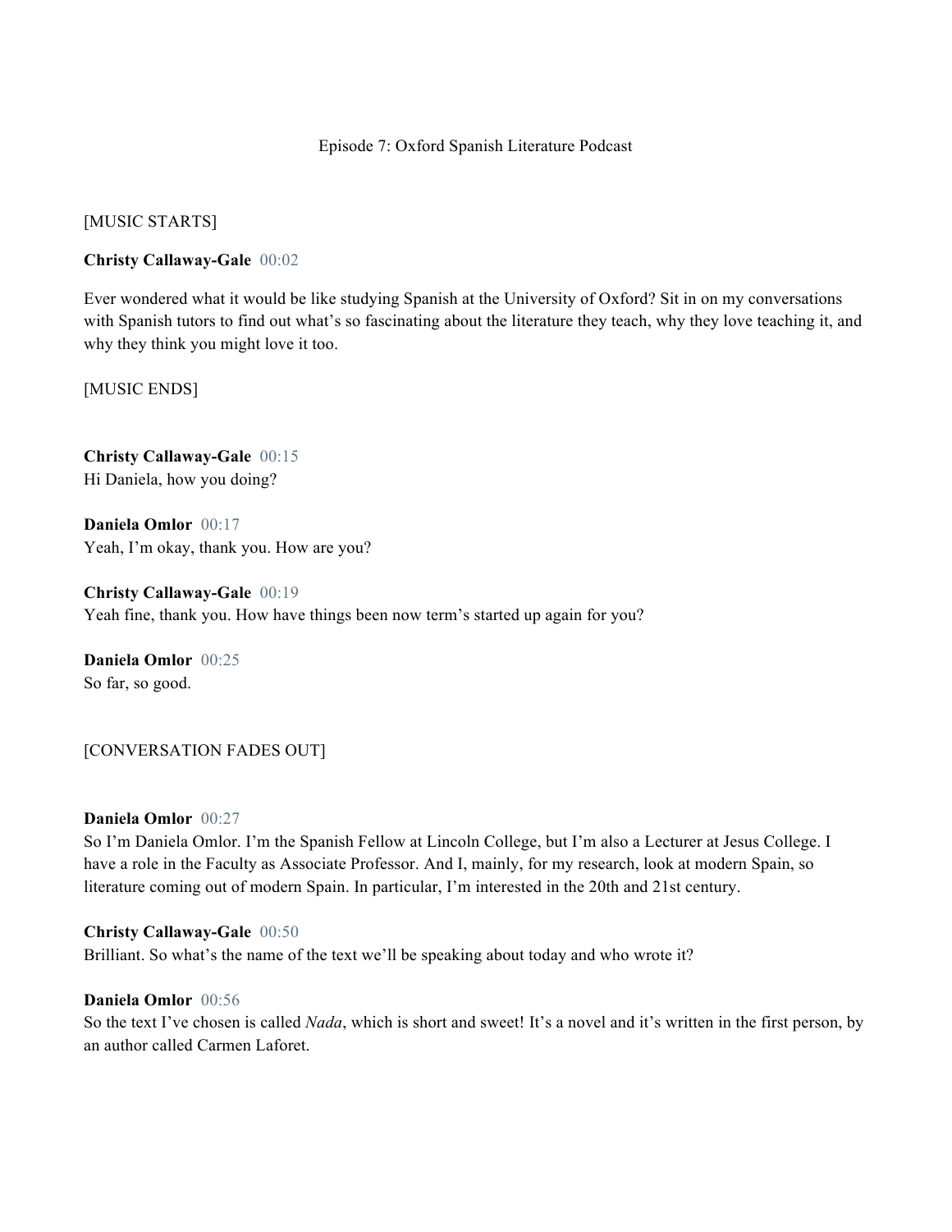Episode 7: Oxford Spanish Literature Podcast

[MUSIC STARTS]

**Christy Callaway-Gale** 00:02

Ever wondered what it would be like studying Spanish at the University of Oxford? Sit in on my conversations with Spanish tutors to find out what's so fascinating about the literature they teach, why they love teaching it, and why they think you might love it too.

[MUSIC ENDS]

**Christy Callaway-Gale** 00:15
Hi Daniela, how you doing?

**Daniela Omlor** 00:17
Yeah, I'm okay, thank you. How are you?

**Christy Callaway-Gale** 00:19
Yeah fine, thank you. How have things been now term's started up again for you?

**Daniela Omlor** 00:25
So far, so good.

[CONVERSATION FADES OUT]

**Daniela Omlor** 00:27
So I'm Daniela Omlor. I'm the Spanish Fellow at Lincoln College, but I'm also a Lecturer at Jesus College. I have a role in the Faculty as Associate Professor. And I, mainly, for my research, look at modern Spain, so literature coming out of modern Spain. In particular, I'm interested in the 20th and 21st century.

**Christy Callaway-Gale** 00:50
Brilliant. So what's the name of the text we'll be speaking about today and who wrote it?

**Daniela Omlor** 00:56
So the text I've chosen is called *Nada*, which is short and sweet! It's a novel and it's written in the first person, by an author called Carmen Laforet.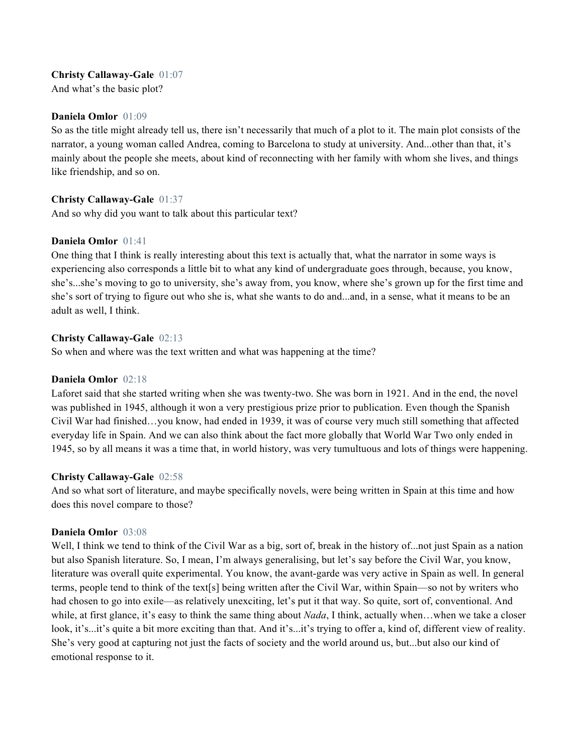**Christy Callaway-Gale** 01:07
And what's the basic plot?

**Daniela Omlor** 01:09
So as the title might already tell us, there isn't necessarily that much of a plot to it. The main plot consists of the narrator, a young woman called Andrea, coming to Barcelona to study at university. And...other than that, it's mainly about the people she meets, about kind of reconnecting with her family with whom she lives, and things like friendship, and so on.

**Christy Callaway-Gale** 01:37
And so why did you want to talk about this particular text?

**Daniela Omlor** 01:41
One thing that I think is really interesting about this text is actually that, what the narrator in some ways is experiencing also corresponds a little bit to what any kind of undergraduate goes through, because, you know, she's...she's moving to go to university, she's away from, you know, where she's grown up for the first time and she's sort of trying to figure out who she is, what she wants to do and...and, in a sense, what it means to be an adult as well, I think.

**Christy Callaway-Gale** 02:13
So when and where was the text written and what was happening at the time?

**Daniela Omlor** 02:18
Laforet said that she started writing when she was twenty-two. She was born in 1921. And in the end, the novel was published in 1945, although it won a very prestigious prize prior to publication. Even though the Spanish Civil War had finished…you know, had ended in 1939, it was of course very much still something that affected everyday life in Spain. And we can also think about the fact more globally that World War Two only ended in 1945, so by all means it was a time that, in world history, was very tumultuous and lots of things were happening.

**Christy Callaway-Gale** 02:58
And so what sort of literature, and maybe specifically novels, were being written in Spain at this time and how does this novel compare to those?

**Daniela Omlor** 03:08
Well, I think we tend to think of the Civil War as a big, sort of, break in the history of...not just Spain as a nation but also Spanish literature. So, I mean, I'm always generalising, but let's say before the Civil War, you know, literature was overall quite experimental. You know, the avant-garde was very active in Spain as well. In general terms, people tend to think of the text[s] being written after the Civil War, within Spain—so not by writers who had chosen to go into exile—as relatively unexciting, let's put it that way. So quite, sort of, conventional. And while, at first glance, it's easy to think the same thing about *Nada*, I think, actually when…when we take a closer look, it's...it's quite a bit more exciting than that. And it's...it's trying to offer a, kind of, different view of reality. She's very good at capturing not just the facts of society and the world around us, but...but also our kind of emotional response to it.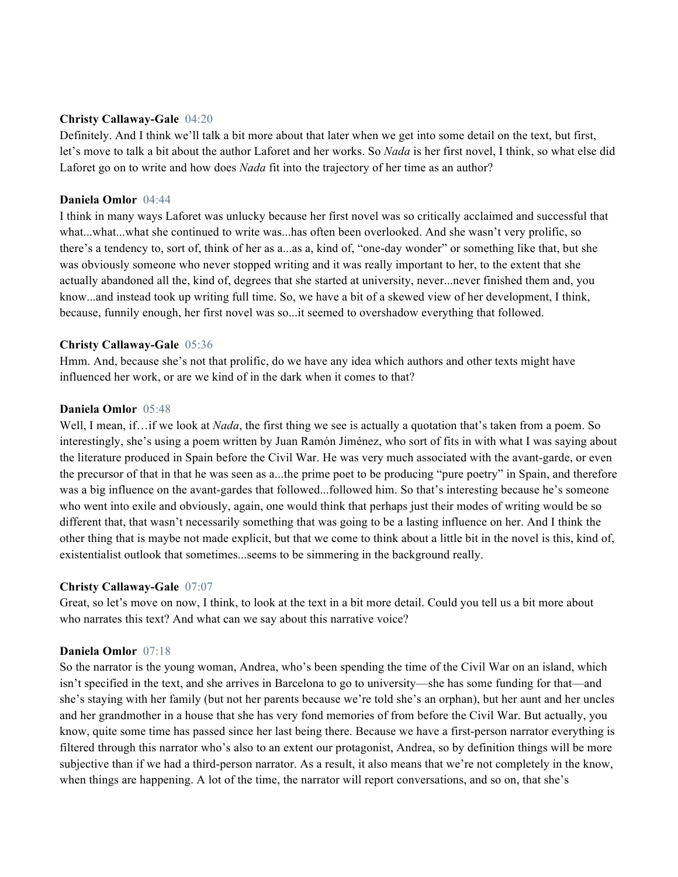**Christy Callaway-Gale** 04:20
Definitely. And I think we'll talk a bit more about that later when we get into some detail on the text, but first, let's move to talk a bit about the author Laforet and her works. So *Nada* is her first novel, I think, so what else did Laforet go on to write and how does *Nada* fit into the trajectory of her time as an author?

**Daniela Omlor** 04:44
I think in many ways Laforet was unlucky because her first novel was so critically acclaimed and successful that what...what...what she continued to write was...has often been overlooked. And she wasn't very prolific, so there's a tendency to, sort of, think of her as a...as a, kind of, "one-day wonder" or something like that, but she was obviously someone who never stopped writing and it was really important to her, to the extent that she actually abandoned all the, kind of, degrees that she started at university, never...never finished them and, you know...and instead took up writing full time. So, we have a bit of a skewed view of her development, I think, because, funnily enough, her first novel was so...it seemed to overshadow everything that followed.

**Christy Callaway-Gale** 05:36
Hmm. And, because she's not that prolific, do we have any idea which authors and other texts might have influenced her work, or are we kind of in the dark when it comes to that?

**Daniela Omlor** 05:48
Well, I mean, if…if we look at *Nada*, the first thing we see is actually a quotation that's taken from a poem. So interestingly, she's using a poem written by Juan Ramón Jiménez, who sort of fits in with what I was saying about the literature produced in Spain before the Civil War. He was very much associated with the avant-garde, or even the precursor of that in that he was seen as a...the prime poet to be producing "pure poetry" in Spain, and therefore was a big influence on the avant-gardes that followed...followed him. So that's interesting because he's someone who went into exile and obviously, again, one would think that perhaps just their modes of writing would be so different that, that wasn't necessarily something that was going to be a lasting influence on her. And I think the other thing that is maybe not made explicit, but that we come to think about a little bit in the novel is this, kind of, existentialist outlook that sometimes...seems to be simmering in the background really.

**Christy Callaway-Gale** 07:07
Great, so let's move on now, I think, to look at the text in a bit more detail. Could you tell us a bit more about who narrates this text? And what can we say about this narrative voice?

**Daniela Omlor** 07:18
So the narrator is the young woman, Andrea, who's been spending the time of the Civil War on an island, which isn't specified in the text, and she arrives in Barcelona to go to university—she has some funding for that—and she's staying with her family (but not her parents because we're told she's an orphan), but her aunt and her uncles and her grandmother in a house that she has very fond memories of from before the Civil War. But actually, you know, quite some time has passed since her last being there. Because we have a first-person narrator everything is filtered through this narrator who's also to an extent our protagonist, Andrea, so by definition things will be more subjective than if we had a third-person narrator. As a result, it also means that we're not completely in the know, when things are happening. A lot of the time, the narrator will report conversations, and so on, that she's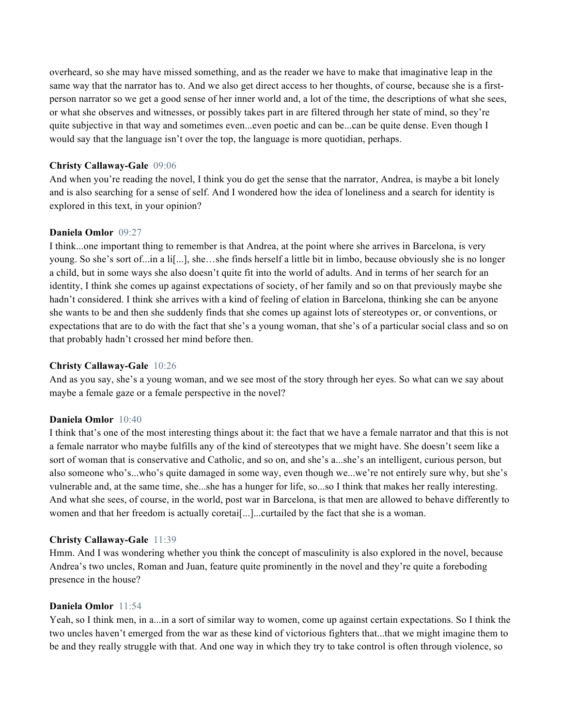overheard, so she may have missed something, and as the reader we have to make that imaginative leap in the same way that the narrator has to. And we also get direct access to her thoughts, of course, because she is a first-person narrator so we get a good sense of her inner world and, a lot of the time, the descriptions of what she sees, or what she observes and witnesses, or possibly takes part in are filtered through her state of mind, so they're quite subjective in that way and sometimes even...even poetic and can be...can be quite dense. Even though I would say that the language isn't over the top, the language is more quotidian, perhaps.

**Christy Callaway-Gale** 09:06
And when you're reading the novel, I think you do get the sense that the narrator, Andrea, is maybe a bit lonely and is also searching for a sense of self. And I wondered how the idea of loneliness and a search for identity is explored in this text, in your opinion?

**Daniela Omlor** 09:27
I think...one important thing to remember is that Andrea, at the point where she arrives in Barcelona, is very young. So she's sort of...in a li[...], she…she finds herself a little bit in limbo, because obviously she is no longer a child, but in some ways she also doesn't quite fit into the world of adults. And in terms of her search for an identity, I think she comes up against expectations of society, of her family and so on that previously maybe she hadn't considered. I think she arrives with a kind of feeling of elation in Barcelona, thinking she can be anyone she wants to be and then she suddenly finds that she comes up against lots of stereotypes or, or conventions, or expectations that are to do with the fact that she's a young woman, that she's of a particular social class and so on that probably hadn't crossed her mind before then.

**Christy Callaway-Gale** 10:26
And as you say, she's a young woman, and we see most of the story through her eyes. So what can we say about maybe a female gaze or a female perspective in the novel?

**Daniela Omlor** 10:40
I think that's one of the most interesting things about it: the fact that we have a female narrator and that this is not a female narrator who maybe fulfills any of the kind of stereotypes that we might have. She doesn't seem like a sort of woman that is conservative and Catholic, and so on, and she's a...she's an intelligent, curious person, but also someone who's...who's quite damaged in some way, even though we...we're not entirely sure why, but she's vulnerable and, at the same time, she...she has a hunger for life, so...so I think that makes her really interesting. And what she sees, of course, in the world, post war in Barcelona, is that men are allowed to behave differently to women and that her freedom is actually coretai[...]...curtailed by the fact that she is a woman.

**Christy Callaway-Gale** 11:39
Hmm. And I was wondering whether you think the concept of masculinity is also explored in the novel, because Andrea's two uncles, Roman and Juan, feature quite prominently in the novel and they're quite a foreboding presence in the house?

**Daniela Omlor** 11:54
Yeah, so I think men, in a...in a sort of similar way to women, come up against certain expectations. So I think the two uncles haven't emerged from the war as these kind of victorious fighters that...that we might imagine them to be and they really struggle with that. And one way in which they try to take control is often through violence, so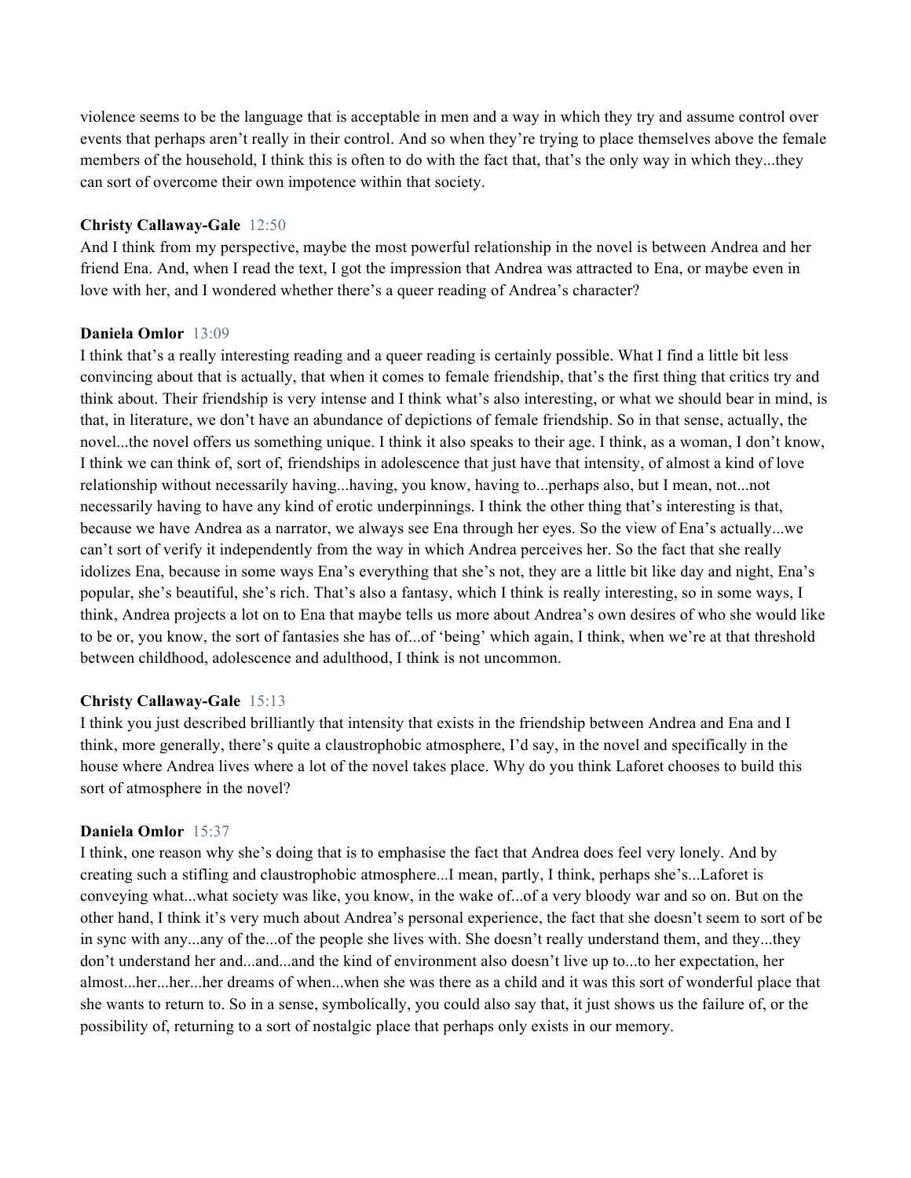violence seems to be the language that is acceptable in men and a way in which they try and assume control over events that perhaps aren't really in their control. And so when they're trying to place themselves above the female members of the household, I think this is often to do with the fact that, that's the only way in which they...they can sort of overcome their own impotence within that society.

**Christy Callaway-Gale** 12:50

And I think from my perspective, maybe the most powerful relationship in the novel is between Andrea and her friend Ena. And, when I read the text, I got the impression that Andrea was attracted to Ena, or maybe even in love with her, and I wondered whether there's a queer reading of Andrea's character?

**Daniela Omlor** 13:09

I think that's a really interesting reading and a queer reading is certainly possible. What I find a little bit less convincing about that is actually, that when it comes to female friendship, that's the first thing that critics try and think about. Their friendship is very intense and I think what's also interesting, or what we should bear in mind, is that, in literature, we don't have an abundance of depictions of female friendship. So in that sense, actually, the novel...the novel offers us something unique. I think it also speaks to their age. I think, as a woman, I don't know, I think we can think of, sort of, friendships in adolescence that just have that intensity, of almost a kind of love relationship without necessarily having...having, you know, having to...perhaps also, but I mean, not...not necessarily having to have any kind of erotic underpinnings. I think the other thing that's interesting is that, because we have Andrea as a narrator, we always see Ena through her eyes. So the view of Ena's actually...we can't sort of verify it independently from the way in which Andrea perceives her. So the fact that she really idolizes Ena, because in some ways Ena's everything that she's not, they are a little bit like day and night, Ena's popular, she's beautiful, she's rich. That's also a fantasy, which I think is really interesting, so in some ways, I think, Andrea projects a lot on to Ena that maybe tells us more about Andrea's own desires of who she would like to be or, you know, the sort of fantasies she has of...of 'being' which again, I think, when we're at that threshold between childhood, adolescence and adulthood, I think is not uncommon.

**Christy Callaway-Gale** 15:13

I think you just described brilliantly that intensity that exists in the friendship between Andrea and Ena and I think, more generally, there's quite a claustrophobic atmosphere, I'd say, in the novel and specifically in the house where Andrea lives where a lot of the novel takes place. Why do you think Laforet chooses to build this sort of atmosphere in the novel?

**Daniela Omlor** 15:37

I think, one reason why she's doing that is to emphasise the fact that Andrea does feel very lonely. And by creating such a stifling and claustrophobic atmosphere...I mean, partly, I think, perhaps she's...Laforet is conveying what...what society was like, you know, in the wake of...of a very bloody war and so on. But on the other hand, I think it's very much about Andrea's personal experience, the fact that she doesn't seem to sort of be in sync with any...any of the...of the people she lives with. She doesn't really understand them, and they...they don't understand her and...and...and the kind of environment also doesn't live up to...to her expectation, her almost...her...her...her dreams of when...when she was there as a child and it was this sort of wonderful place that she wants to return to. So in a sense, symbolically, you could also say that, it just shows us the failure of, or the possibility of, returning to a sort of nostalgic place that perhaps only exists in our memory.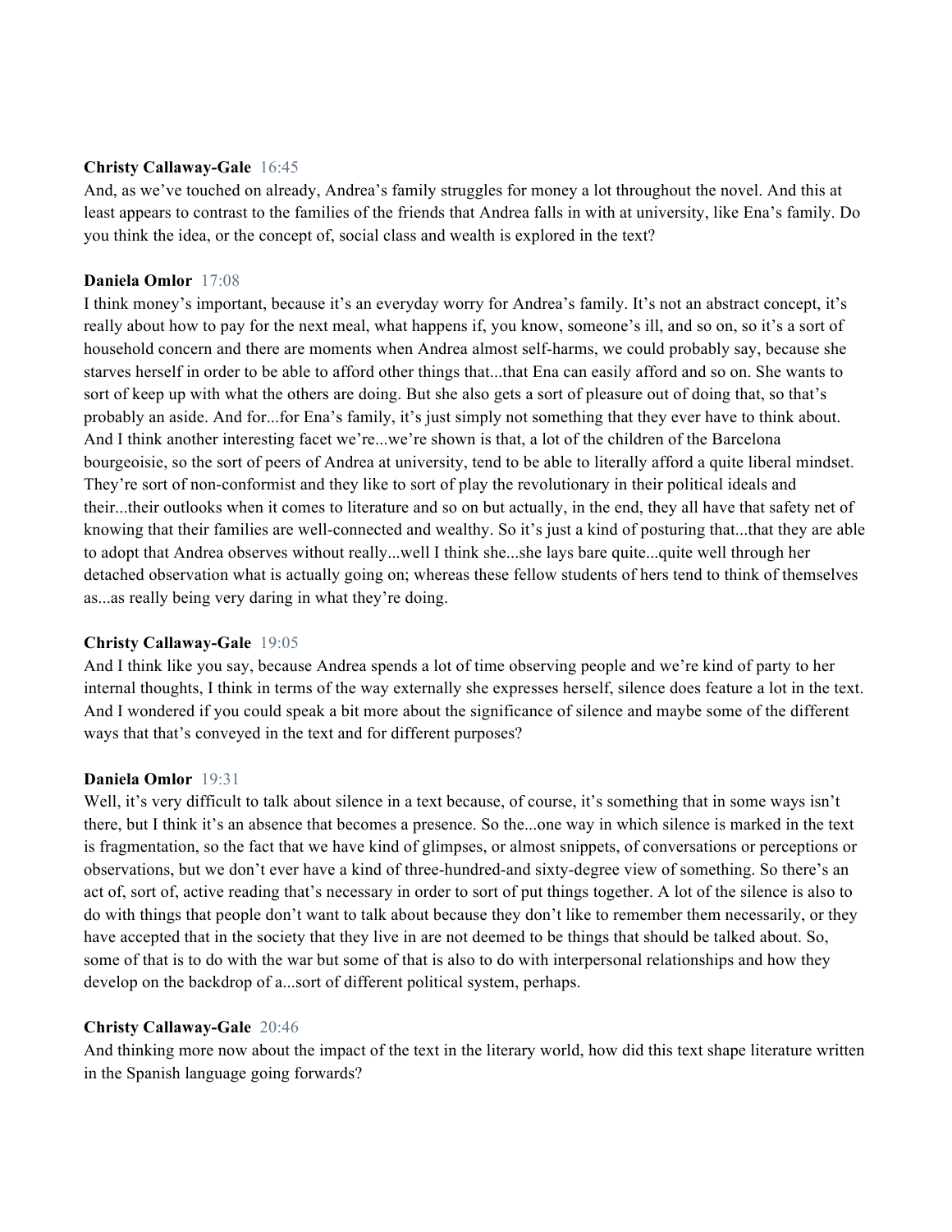**Christy Callaway-Gale** 16:45

And, as we've touched on already, Andrea's family struggles for money a lot throughout the novel. And this at least appears to contrast to the families of the friends that Andrea falls in with at university, like Ena's family. Do you think the idea, or the concept of, social class and wealth is explored in the text?

**Daniela Omlor** 17:08

I think money's important, because it's an everyday worry for Andrea's family. It's not an abstract concept, it's really about how to pay for the next meal, what happens if, you know, someone's ill, and so on, so it's a sort of household concern and there are moments when Andrea almost self-harms, we could probably say, because she starves herself in order to be able to afford other things that...that Ena can easily afford and so on. She wants to sort of keep up with what the others are doing. But she also gets a sort of pleasure out of doing that, so that's probably an aside. And for...for Ena's family, it's just simply not something that they ever have to think about. And I think another interesting facet we're...we're shown is that, a lot of the children of the Barcelona bourgeoisie, so the sort of peers of Andrea at university, tend to be able to literally afford a quite liberal mindset. They're sort of non-conformist and they like to sort of play the revolutionary in their political ideals and their...their outlooks when it comes to literature and so on but actually, in the end, they all have that safety net of knowing that their families are well-connected and wealthy. So it's just a kind of posturing that...that they are able to adopt that Andrea observes without really...well I think she...she lays bare quite...quite well through her detached observation what is actually going on; whereas these fellow students of hers tend to think of themselves as...as really being very daring in what they're doing.

**Christy Callaway-Gale** 19:05

And I think like you say, because Andrea spends a lot of time observing people and we're kind of party to her internal thoughts, I think in terms of the way externally she expresses herself, silence does feature a lot in the text. And I wondered if you could speak a bit more about the significance of silence and maybe some of the different ways that that's conveyed in the text and for different purposes?

**Daniela Omlor** 19:31

Well, it's very difficult to talk about silence in a text because, of course, it's something that in some ways isn't there, but I think it's an absence that becomes a presence. So the...one way in which silence is marked in the text is fragmentation, so the fact that we have kind of glimpses, or almost snippets, of conversations or perceptions or observations, but we don't ever have a kind of three-hundred-and sixty-degree view of something. So there's an act of, sort of, active reading that's necessary in order to sort of put things together. A lot of the silence is also to do with things that people don't want to talk about because they don't like to remember them necessarily, or they have accepted that in the society that they live in are not deemed to be things that should be talked about. So, some of that is to do with the war but some of that is also to do with interpersonal relationships and how they develop on the backdrop of a...sort of different political system, perhaps.

**Christy Callaway-Gale** 20:46

And thinking more now about the impact of the text in the literary world, how did this text shape literature written in the Spanish language going forwards?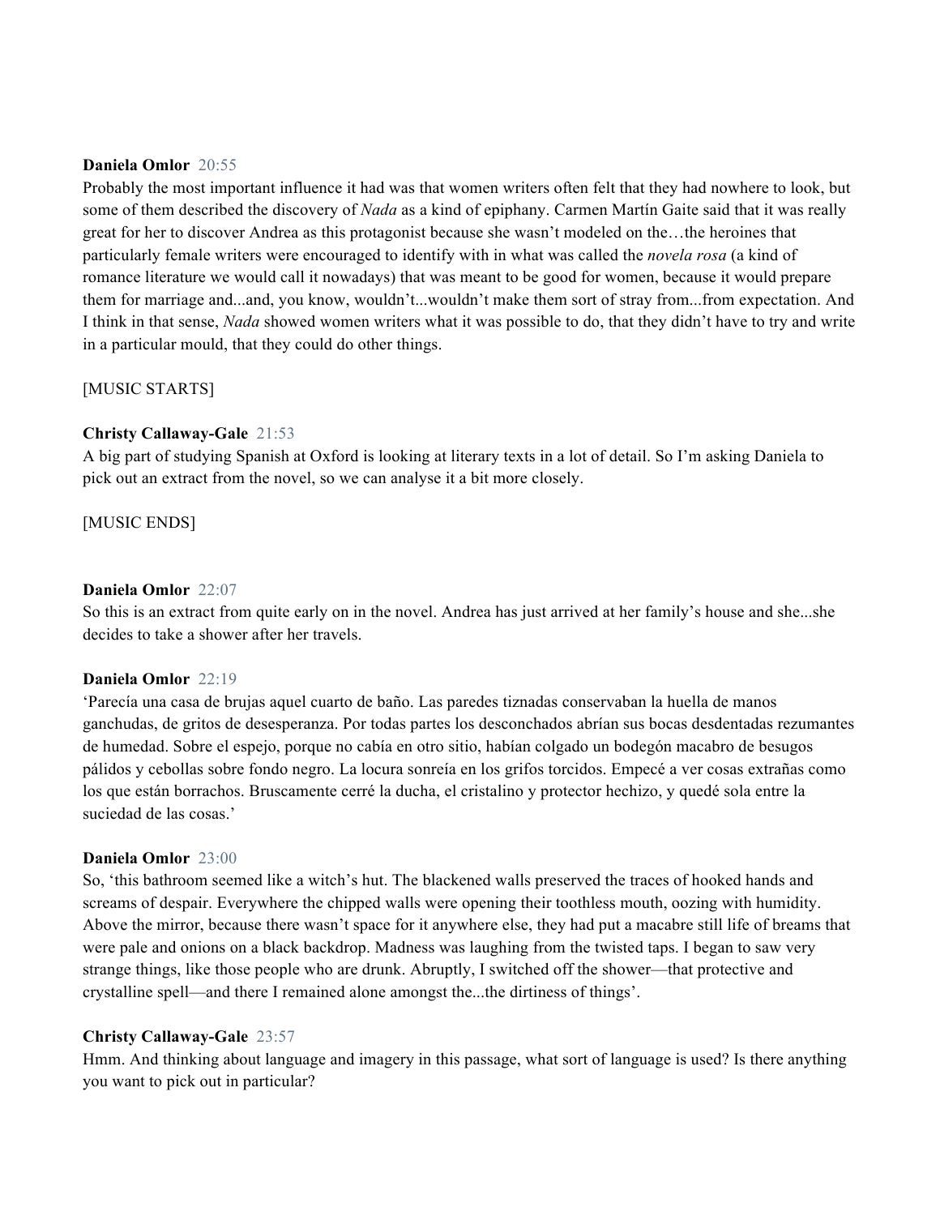**Daniela Omlor** 20:55
Probably the most important influence it had was that women writers often felt that they had nowhere to look, but some of them described the discovery of *Nada* as a kind of epiphany. Carmen Martín Gaite said that it was really great for her to discover Andrea as this protagonist because she wasn't modeled on the…the heroines that particularly female writers were encouraged to identify with in what was called the *novela rosa* (a kind of romance literature we would call it nowadays) that was meant to be good for women, because it would prepare them for marriage and...and, you know, wouldn't...wouldn't make them sort of stray from...from expectation. And I think in that sense, *Nada* showed women writers what it was possible to do, that they didn't have to try and write in a particular mould, that they could do other things.

[MUSIC STARTS]

**Christy Callaway-Gale** 21:53
A big part of studying Spanish at Oxford is looking at literary texts in a lot of detail. So I'm asking Daniela to pick out an extract from the novel, so we can analyse it a bit more closely.

[MUSIC ENDS]

**Daniela Omlor** 22:07
So this is an extract from quite early on in the novel. Andrea has just arrived at her family's house and she...she decides to take a shower after her travels.

**Daniela Omlor** 22:19
'Parecía una casa de brujas aquel cuarto de baño. Las paredes tiznadas conservaban la huella de manos ganchudas, de gritos de desesperanza. Por todas partes los desconchados abrían sus bocas desdentadas rezumantes de humedad. Sobre el espejo, porque no cabía en otro sitio, habían colgado un bodegón macabro de besugos pálidos y cebollas sobre fondo negro. La locura sonreía en los grifos torcidos. Empecé a ver cosas extrañas como los que están borrachos. Bruscamente cerré la ducha, el cristalino y protector hechizo, y quedé sola entre la suciedad de las cosas.'

**Daniela Omlor** 23:00
So, 'this bathroom seemed like a witch's hut. The blackened walls preserved the traces of hooked hands and screams of despair. Everywhere the chipped walls were opening their toothless mouth, oozing with humidity. Above the mirror, because there wasn't space for it anywhere else, they had put a macabre still life of breams that were pale and onions on a black backdrop. Madness was laughing from the twisted taps. I began to saw very strange things, like those people who are drunk. Abruptly, I switched off the shower—that protective and crystalline spell—and there I remained alone amongst the...the dirtiness of things'.

**Christy Callaway-Gale** 23:57
Hmm. And thinking about language and imagery in this passage, what sort of language is used? Is there anything you want to pick out in particular?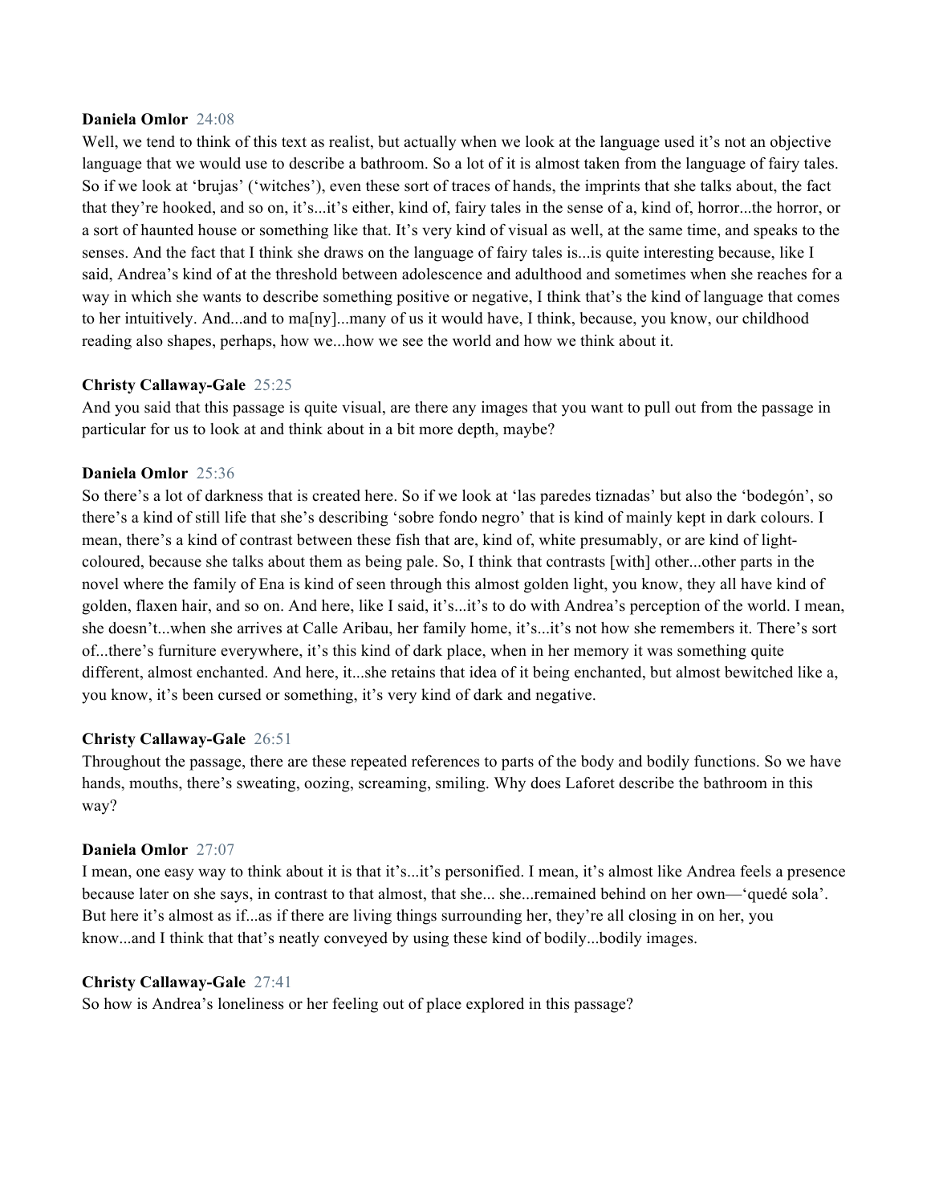**Daniela Omlor** 24:08
Well, we tend to think of this text as realist, but actually when we look at the language used it's not an objective language that we would use to describe a bathroom. So a lot of it is almost taken from the language of fairy tales. So if we look at 'brujas' ('witches'), even these sort of traces of hands, the imprints that she talks about, the fact that they're hooked, and so on, it's...it's either, kind of, fairy tales in the sense of a, kind of, horror...the horror, or a sort of haunted house or something like that. It's very kind of visual as well, at the same time, and speaks to the senses. And the fact that I think she draws on the language of fairy tales is...is quite interesting because, like I said, Andrea's kind of at the threshold between adolescence and adulthood and sometimes when she reaches for a way in which she wants to describe something positive or negative, I think that's the kind of language that comes to her intuitively. And...and to ma[ny]...many of us it would have, I think, because, you know, our childhood reading also shapes, perhaps, how we...how we see the world and how we think about it.

**Christy Callaway-Gale** 25:25
And you said that this passage is quite visual, are there any images that you want to pull out from the passage in particular for us to look at and think about in a bit more depth, maybe?

**Daniela Omlor** 25:36
So there's a lot of darkness that is created here. So if we look at 'las paredes tiznadas' but also the 'bodegón', so there's a kind of still life that she's describing 'sobre fondo negro' that is kind of mainly kept in dark colours. I mean, there's a kind of contrast between these fish that are, kind of, white presumably, or are kind of light-coloured, because she talks about them as being pale. So, I think that contrasts [with] other...other parts in the novel where the family of Ena is kind of seen through this almost golden light, you know, they all have kind of golden, flaxen hair, and so on. And here, like I said, it's...it's to do with Andrea's perception of the world. I mean, she doesn't...when she arrives at Calle Aribau, her family home, it's...it's not how she remembers it. There's sort of...there's furniture everywhere, it's this kind of dark place, when in her memory it was something quite different, almost enchanted. And here, it...she retains that idea of it being enchanted, but almost bewitched like a, you know, it's been cursed or something, it's very kind of dark and negative.

**Christy Callaway-Gale** 26:51
Throughout the passage, there are these repeated references to parts of the body and bodily functions. So we have hands, mouths, there's sweating, oozing, screaming, smiling. Why does Laforet describe the bathroom in this way?

**Daniela Omlor** 27:07
I mean, one easy way to think about it is that it's...it's personified. I mean, it's almost like Andrea feels a presence because later on she says, in contrast to that almost, that she... she...remained behind on her own—'quedé sola'. But here it's almost as if...as if there are living things surrounding her, they're all closing in on her, you know...and I think that that's neatly conveyed by using these kind of bodily...bodily images.

**Christy Callaway-Gale** 27:41
So how is Andrea's loneliness or her feeling out of place explored in this passage?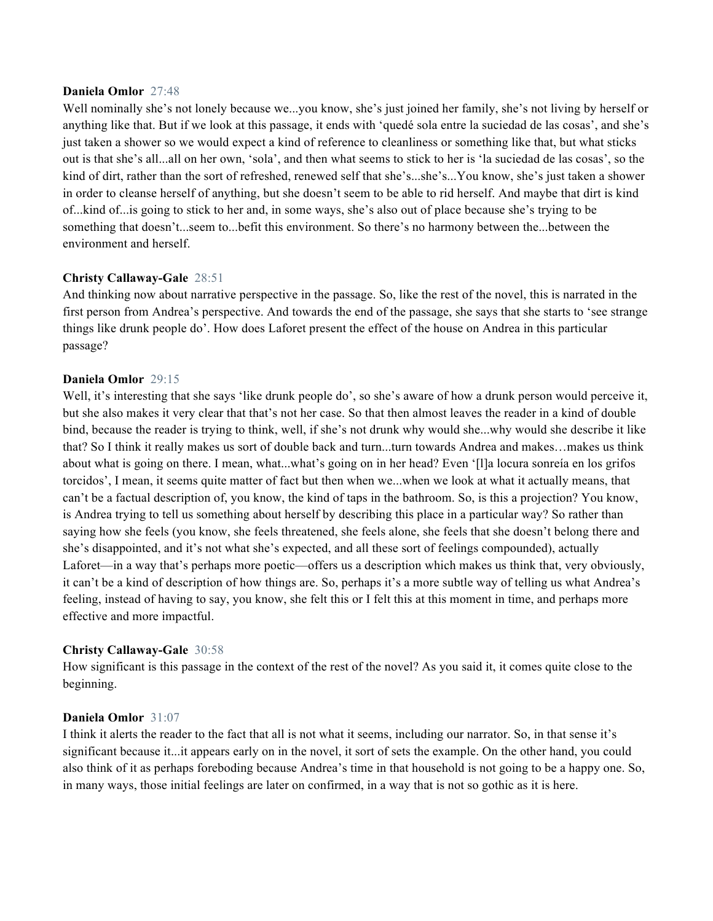**Daniela Omlor** 27:48
Well nominally she's not lonely because we...you know, she's just joined her family, she's not living by herself or anything like that. But if we look at this passage, it ends with 'quedé sola entre la suciedad de las cosas', and she's just taken a shower so we would expect a kind of reference to cleanliness or something like that, but what sticks out is that she's all...all on her own, 'sola', and then what seems to stick to her is 'la suciedad de las cosas', so the kind of dirt, rather than the sort of refreshed, renewed self that she's...she's...You know, she's just taken a shower in order to cleanse herself of anything, but she doesn't seem to be able to rid herself. And maybe that dirt is kind of...kind of...is going to stick to her and, in some ways, she's also out of place because she's trying to be something that doesn't...seem to...befit this environment. So there's no harmony between the...between the environment and herself.

**Christy Callaway-Gale** 28:51
And thinking now about narrative perspective in the passage. So, like the rest of the novel, this is narrated in the first person from Andrea's perspective. And towards the end of the passage, she says that she starts to 'see strange things like drunk people do'. How does Laforet present the effect of the house on Andrea in this particular passage?

**Daniela Omlor** 29:15
Well, it's interesting that she says 'like drunk people do', so she's aware of how a drunk person would perceive it, but she also makes it very clear that that's not her case. So that then almost leaves the reader in a kind of double bind, because the reader is trying to think, well, if she's not drunk why would she...why would she describe it like that? So I think it really makes us sort of double back and turn...turn towards Andrea and makes…makes us think about what is going on there. I mean, what...what's going on in her head? Even '[l]a locura sonreía en los grifos torcidos', I mean, it seems quite matter of fact but then when we...when we look at what it actually means, that can't be a factual description of, you know, the kind of taps in the bathroom. So, is this a projection? You know, is Andrea trying to tell us something about herself by describing this place in a particular way? So rather than saying how she feels (you know, she feels threatened, she feels alone, she feels that she doesn't belong there and she's disappointed, and it's not what she's expected, and all these sort of feelings compounded), actually Laforet—in a way that's perhaps more poetic—offers us a description which makes us think that, very obviously, it can't be a kind of description of how things are. So, perhaps it's a more subtle way of telling us what Andrea's feeling, instead of having to say, you know, she felt this or I felt this at this moment in time, and perhaps more effective and more impactful.

**Christy Callaway-Gale** 30:58
How significant is this passage in the context of the rest of the novel? As you said it, it comes quite close to the beginning.

**Daniela Omlor** 31:07
I think it alerts the reader to the fact that all is not what it seems, including our narrator. So, in that sense it's significant because it...it appears early on in the novel, it sort of sets the example. On the other hand, you could also think of it as perhaps foreboding because Andrea's time in that household is not going to be a happy one. So, in many ways, those initial feelings are later on confirmed, in a way that is not so gothic as it is here.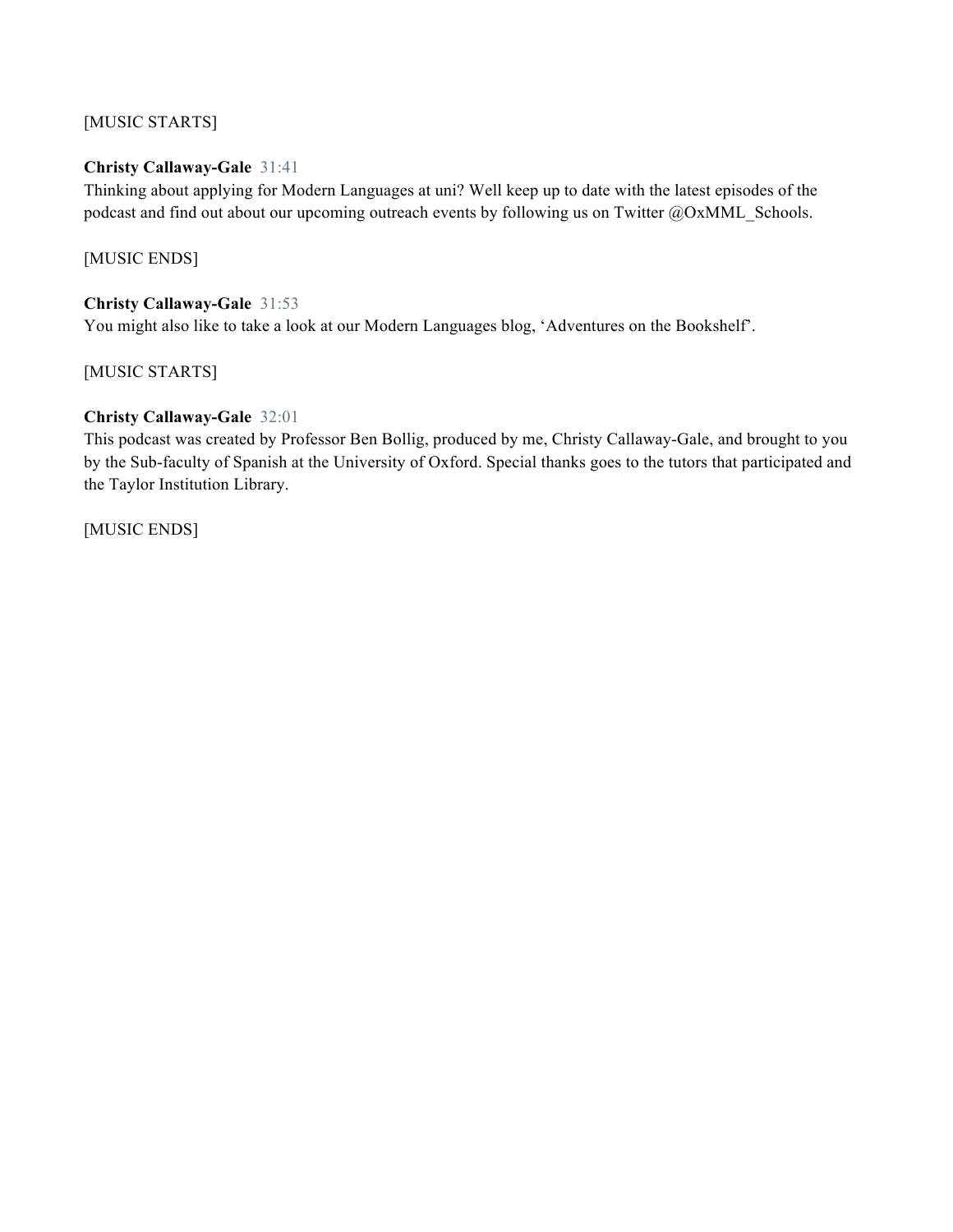[MUSIC STARTS]

**Christy Callaway-Gale** 31:41
Thinking about applying for Modern Languages at uni? Well keep up to date with the latest episodes of the podcast and find out about our upcoming outreach events by following us on Twitter @OxMML_Schools.

[MUSIC ENDS]

**Christy Callaway-Gale** 31:53
You might also like to take a look at our Modern Languages blog, 'Adventures on the Bookshelf'.

[MUSIC STARTS]

**Christy Callaway-Gale** 32:01
This podcast was created by Professor Ben Bollig, produced by me, Christy Callaway-Gale, and brought to you by the Sub-faculty of Spanish at the University of Oxford. Special thanks goes to the tutors that participated and the Taylor Institution Library.

[MUSIC ENDS]